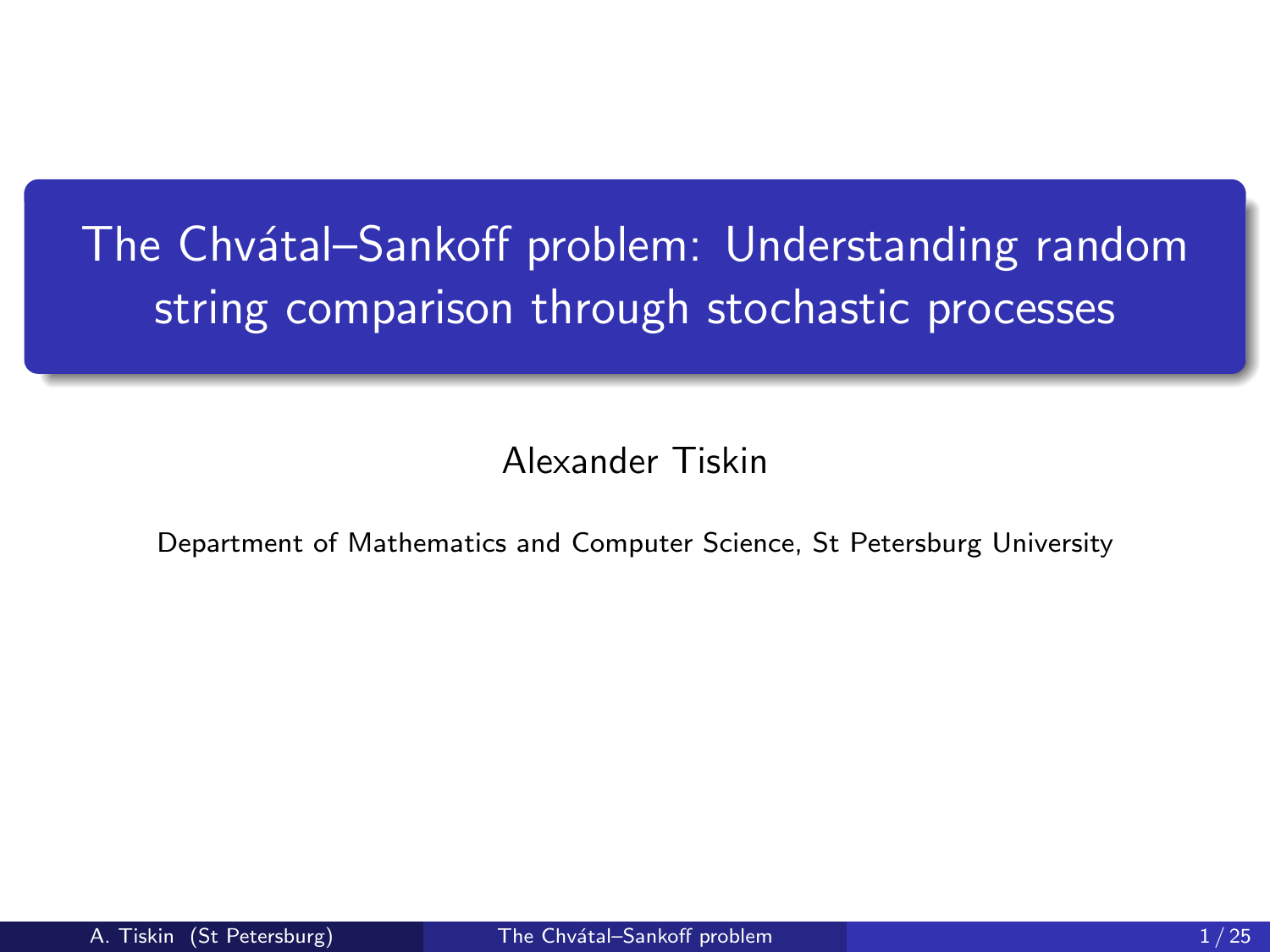# The Chvátal–Sankoff problem: Understanding random string comparison through stochastic processes

Alexander Tiskin

Department of Mathematics and Computer Science, St Petersburg University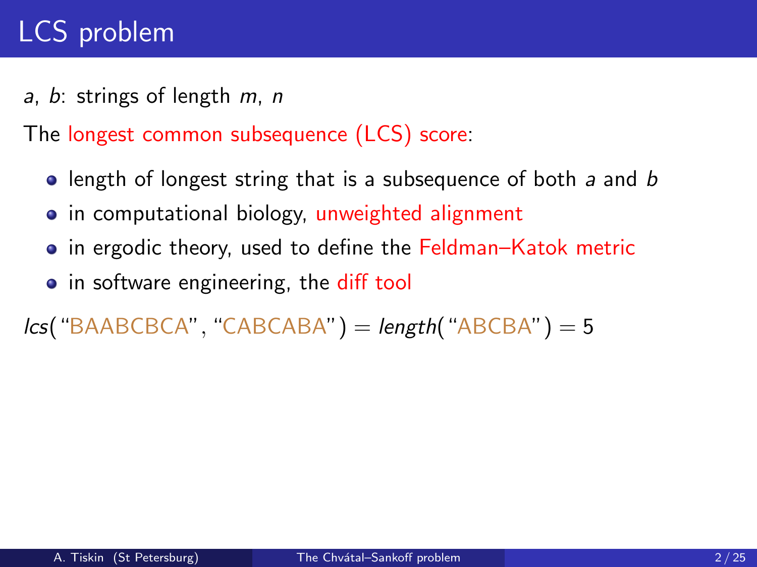# LCS problem

$a$, $b$: strings of length $m$, $n$

The longest common subsequence (LCS) score:

- length of longest string that is a subsequence of both $a$ and $b$
- in computational biology, unweighted alignment
- in ergodic theory, used to define the Feldman–Katok metric
- in software engineering, the diff tool

$lcs(\text{"BAABCBCA"}, \text{"CABCABA"}) = length(\text{"ABCBA"}) = 5$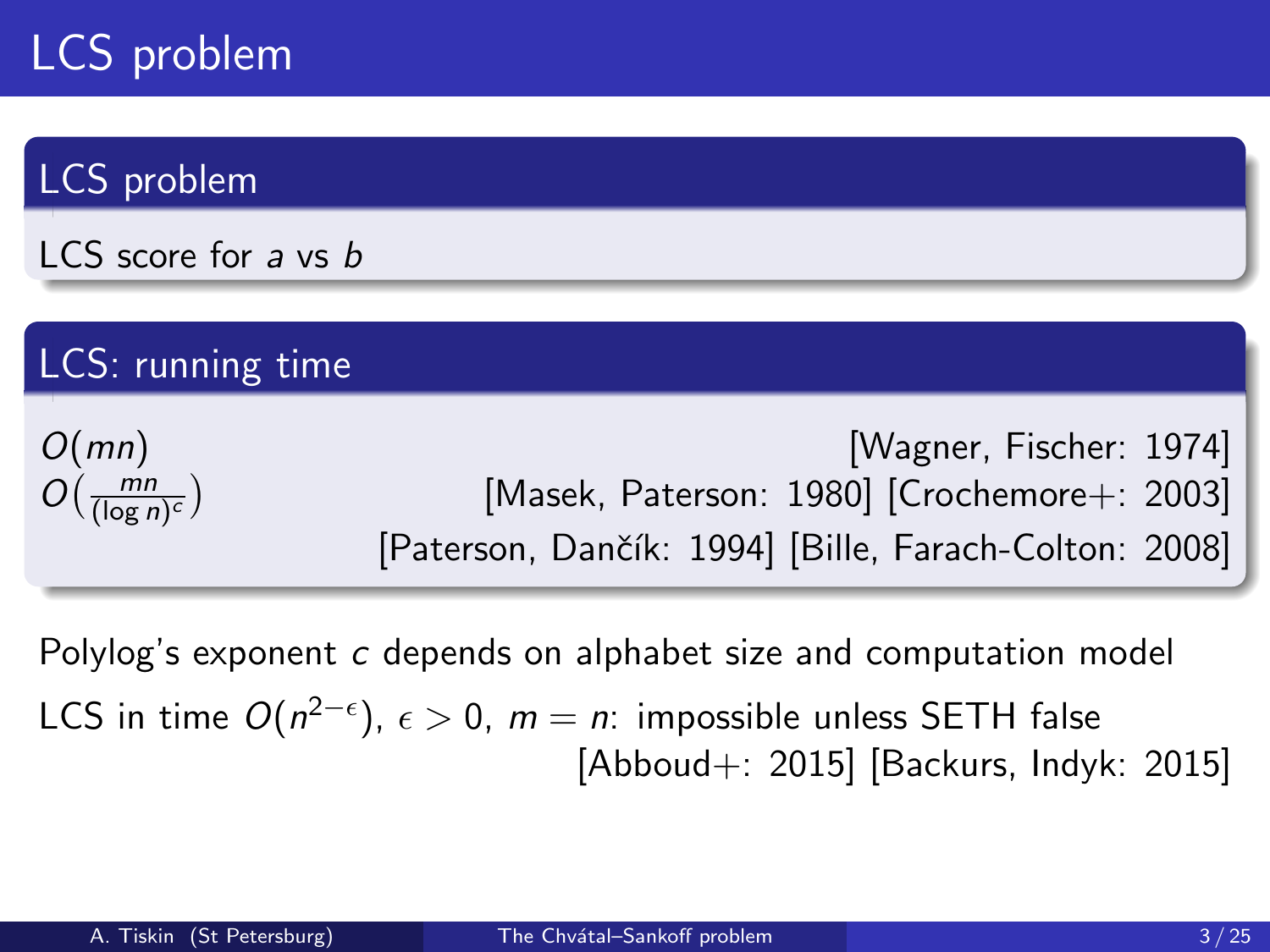# LCS problem

## LCS problem

LCS score for $a$ vs $b$

## LCS: running time

$O(mn)$ [Wagner, Fischer: 1974]

$O\left(\frac{mn}{(\log n)^c}\right)$ [Masek, Paterson: 1980] [Crochemore+: 2003] [Paterson, Dančík: 1994] [Bille, Farach-Colton: 2008]

Polylog's exponent $c$ depends on alphabet size and computation model

LCS in time $O(n^{2-\epsilon})$, $\epsilon > 0$, $m = n$: impossible unless SETH false [Abboud+: 2015] [Backurs, Indyk: 2015]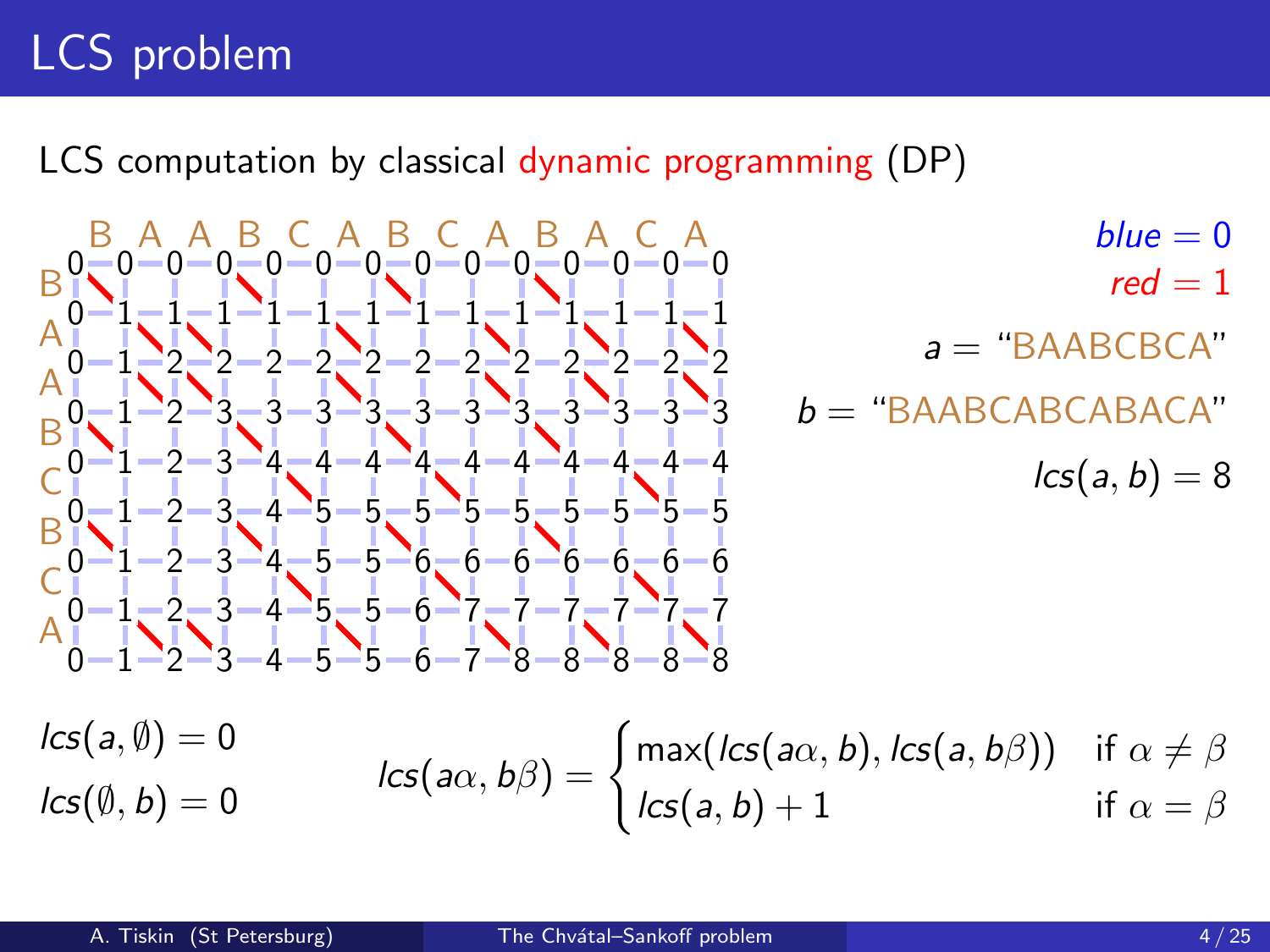# LCS problem

LCS computation by classical dynamic programming (DP)

| | | B | A | A | B | C | A | B | C | A | B | A | C | A |
|---|---|---|---|---|---|---|---|---|---|---|---|---|---|---|
| | 0 | 0 | 0 | 0 | 0 | 0 | 0 | 0 | 0 | 0 | 0 | 0 | 0 | 0 |
| B | 0 | 1 | 1 | 1 | 1 | 1 | 1 | 1 | 1 | 1 | 1 | 1 | 1 | 1 |
| A | 0 | 1 | 2 | 2 | 2 | 2 | 2 | 2 | 2 | 2 | 2 | 2 | 2 | 2 |
| A | 0 | 1 | 2 | 3 | 3 | 3 | 3 | 3 | 3 | 3 | 3 | 3 | 3 | 3 |
| B | 0 | 1 | 2 | 3 | 4 | 4 | 4 | 4 | 4 | 4 | 4 | 4 | 4 | 4 |
| C | 0 | 1 | 2 | 3 | 4 | 5 | 5 | 5 | 5 | 5 | 5 | 5 | 5 | 5 |
| B | 0 | 1 | 2 | 3 | 4 | 5 | 5 | 6 | 6 | 6 | 6 | 6 | 6 | 6 |
| C | 0 | 1 | 2 | 3 | 4 | 5 | 5 | 6 | 7 | 7 | 7 | 7 | 7 | 7 |
| A | 0 | 1 | 2 | 3 | 4 | 5 | 5 | 6 | 7 | 8 | 8 | 8 | 8 | 8 |

$blue = 0$

$red = 1$

$a =$ "BAABCBCA"

$b =$ "BAABCABCABACA"

$lcs(a, b) = 8$

$$lcs(a, \emptyset) = 0$$
$$lcs(\emptyset, b) = 0$$

$$lcs(a\alpha, b\beta) = \begin{cases} \max(lcs(a\alpha, b), lcs(a, b\beta)) & \text{if } \alpha \neq \beta \\ lcs(a, b) + 1 & \text{if } \alpha = \beta \end{cases}$$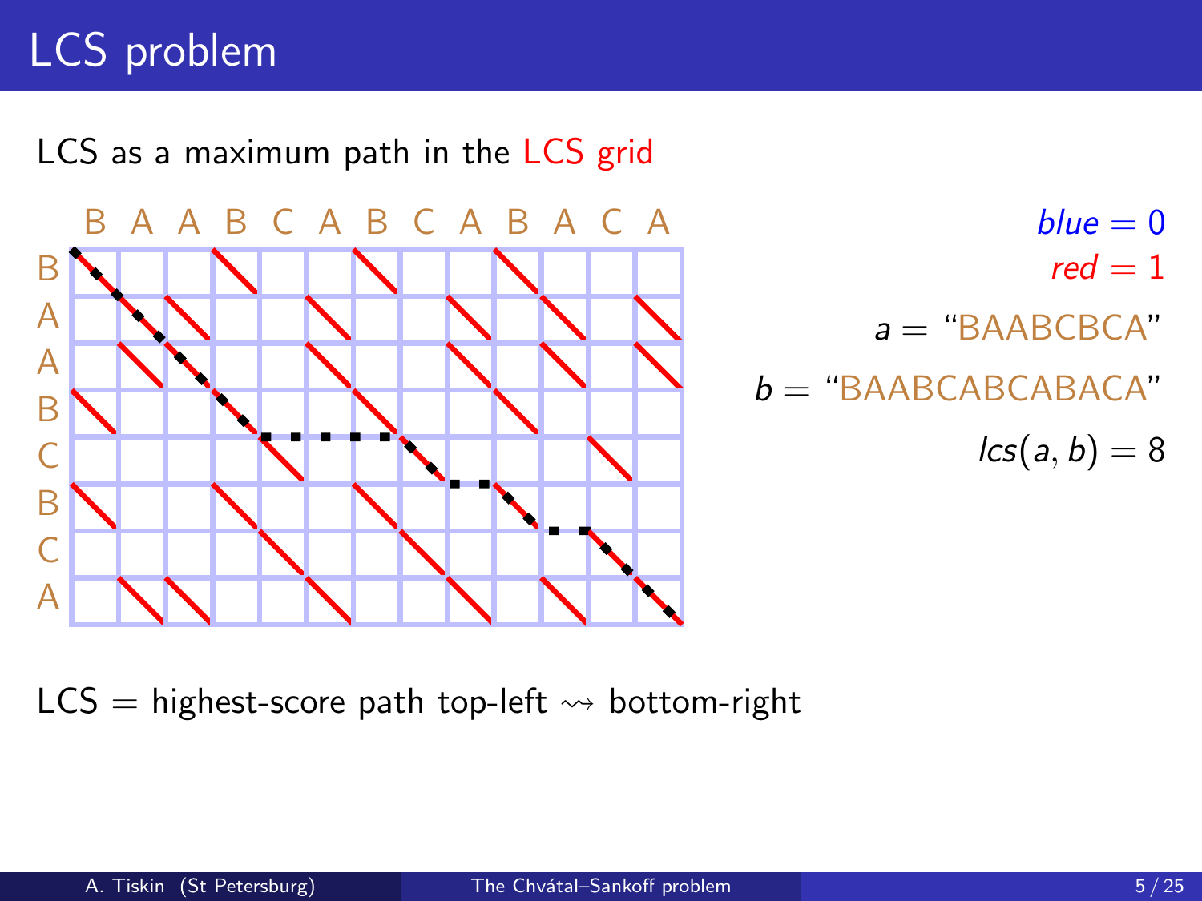# LCS problem

LCS as a maximum path in the LCS grid

$blue = 0$

$red = 1$

$a =$ "BAABCBCA"

$b =$ "BAABCABCABACA"

$lcs(a, b) = 8$

LCS = highest-score path top-left $\rightsquigarrow$ bottom-right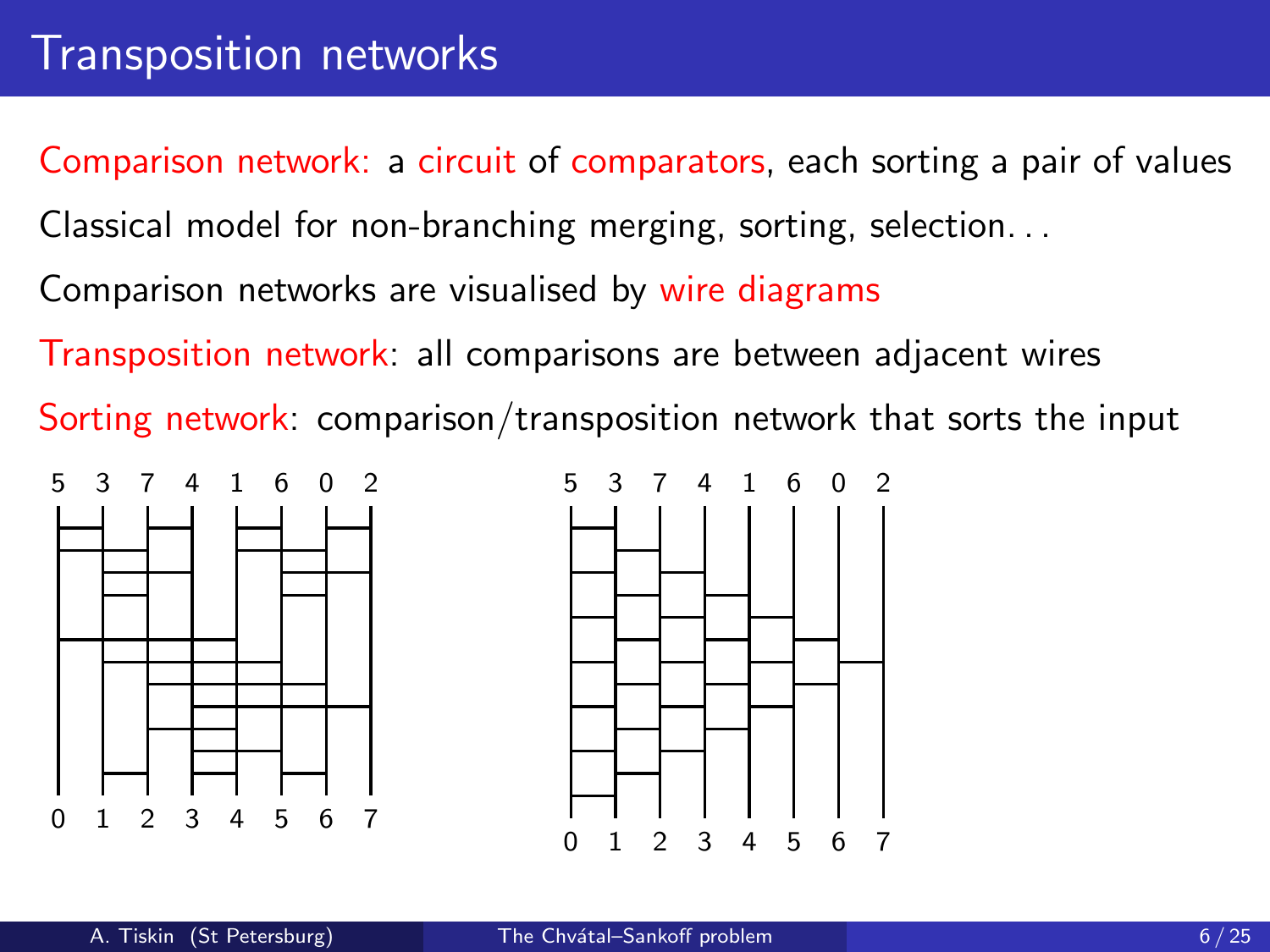# Transposition networks

Comparison network: a circuit of comparators, each sorting a pair of values

Classical model for non-branching merging, sorting, selection...

Comparison networks are visualised by wire diagrams

Transposition network: all comparisons are between adjacent wires

Sorting network: comparison/transposition network that sorts the input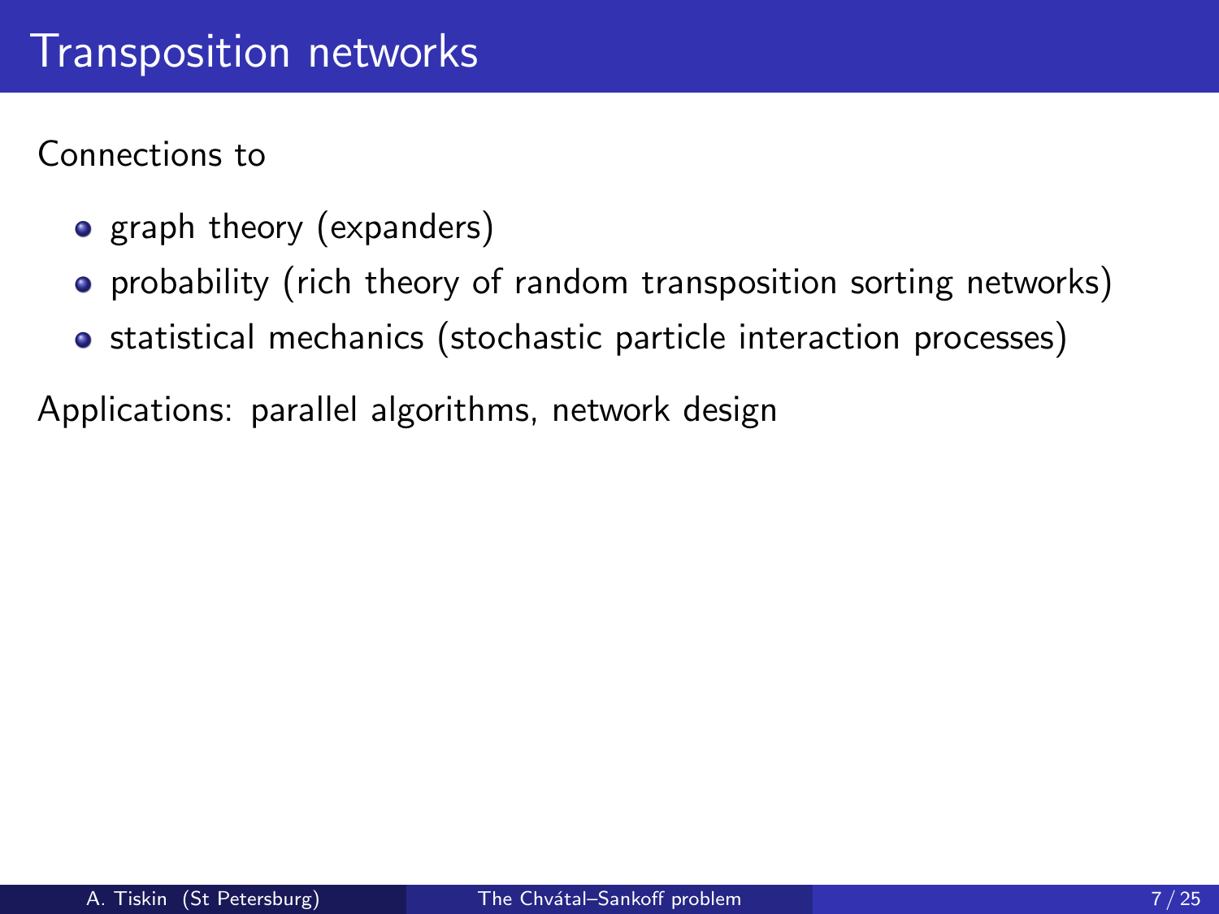# Transposition networks

Connections to

- graph theory (expanders)
- probability (rich theory of random transposition sorting networks)
- statistical mechanics (stochastic particle interaction processes)

Applications: parallel algorithms, network design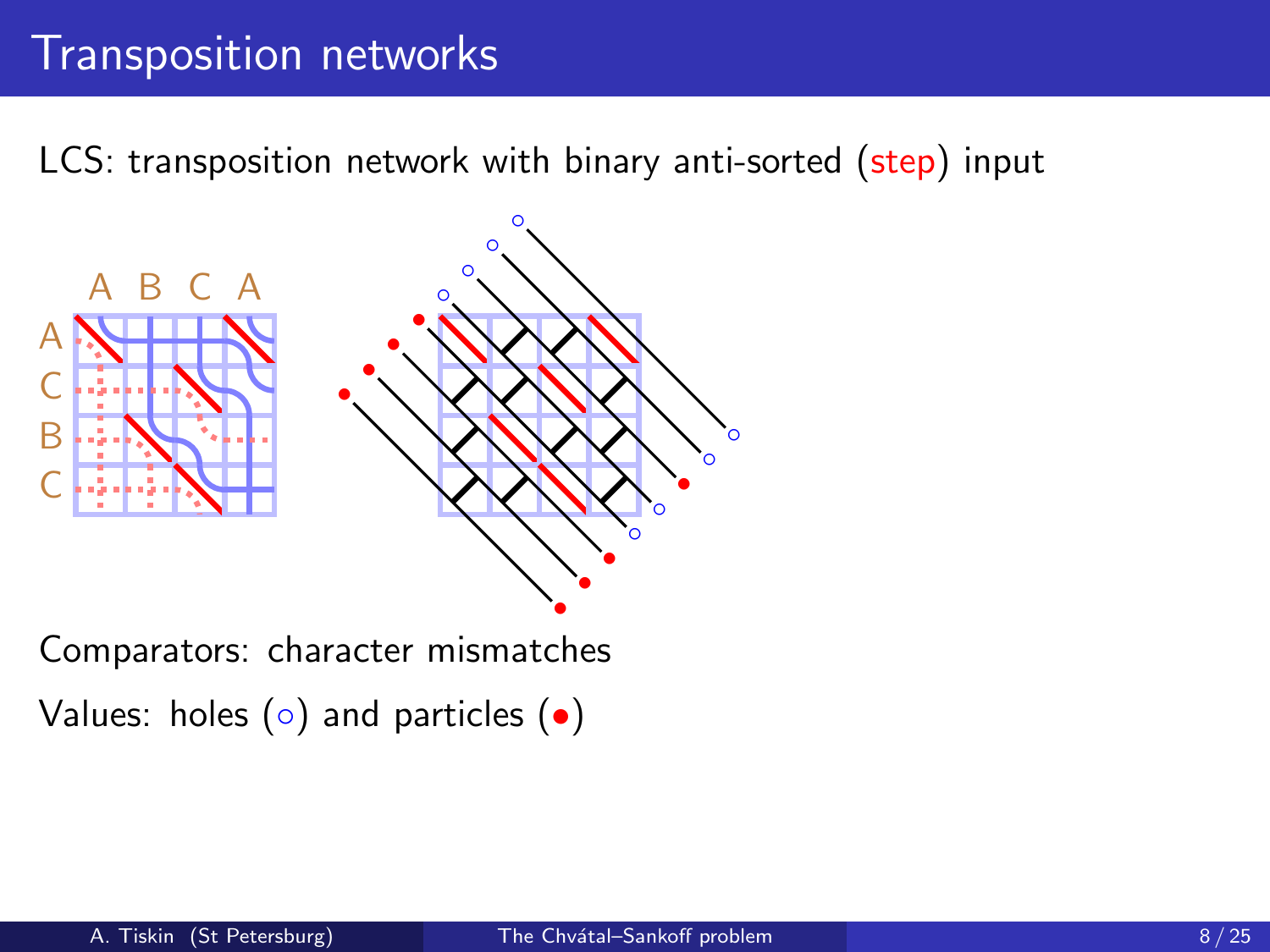# Transposition networks

LCS: transposition network with binary anti-sorted (step) input

Comparators: character mismatches

Values: holes (○) and particles (●)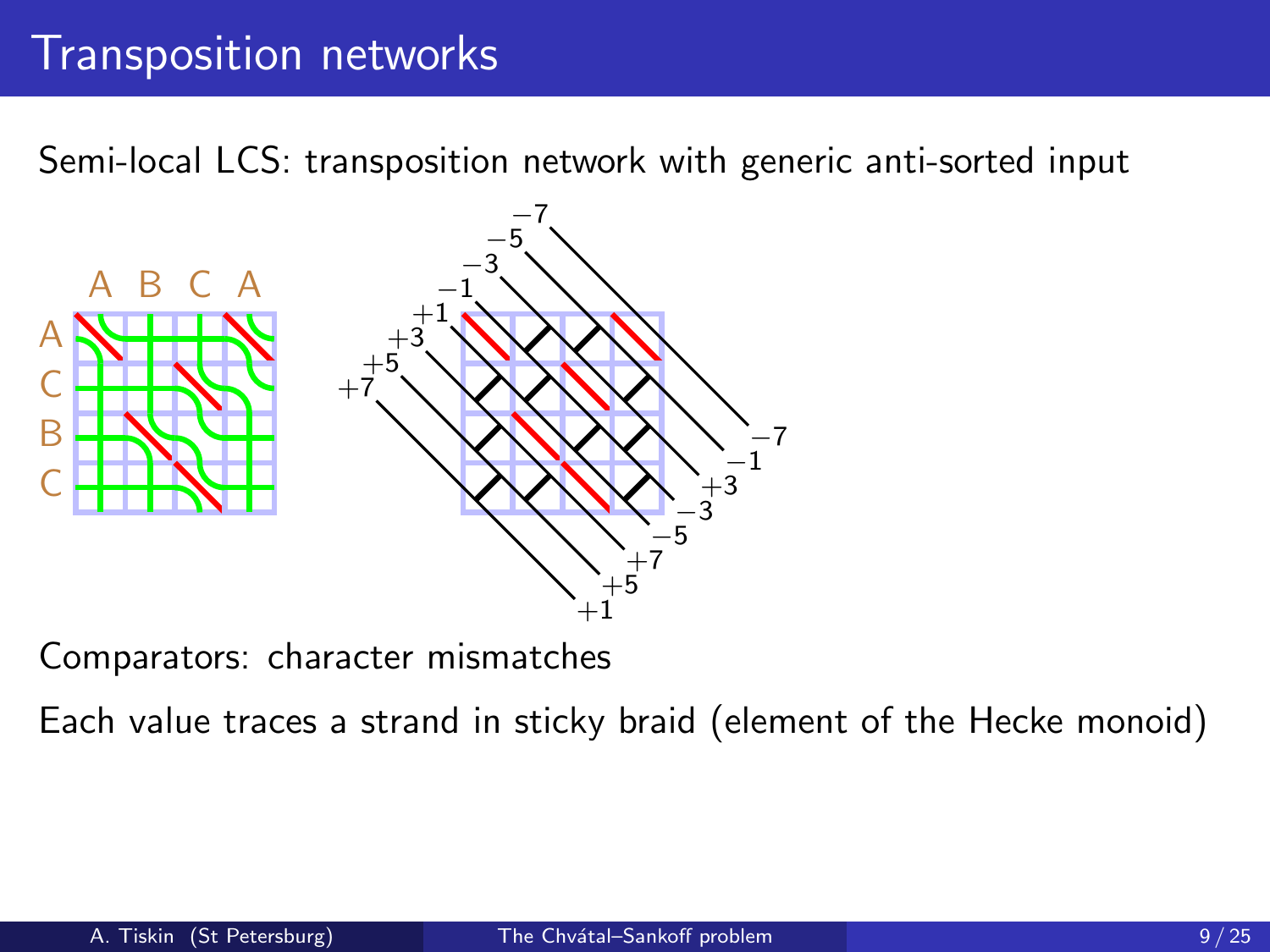# Transposition networks

Semi-local LCS: transposition network with generic anti-sorted input

Comparators: character mismatches

Each value traces a strand in sticky braid (element of the Hecke monoid)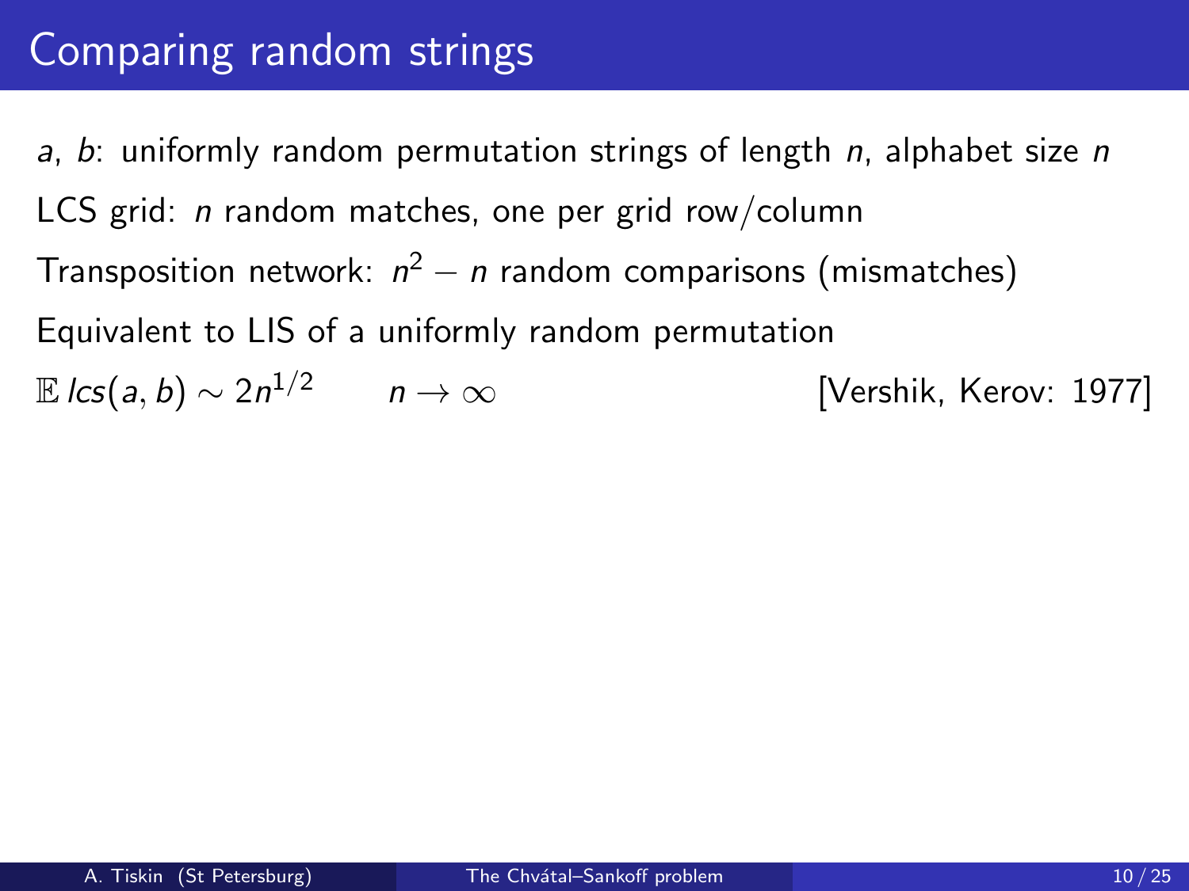# Comparing random strings

$a$, $b$: uniformly random permutation strings of length $n$, alphabet size $n$

LCS grid: $n$ random matches, one per grid row/column

Transposition network: $n^2 - n$ random comparisons (mismatches)

Equivalent to LIS of a uniformly random permutation

$\mathbb{E}\, lcs(a, b) \sim 2n^{1/2} \qquad n \to \infty$ [Vershik, Kerov: 1977]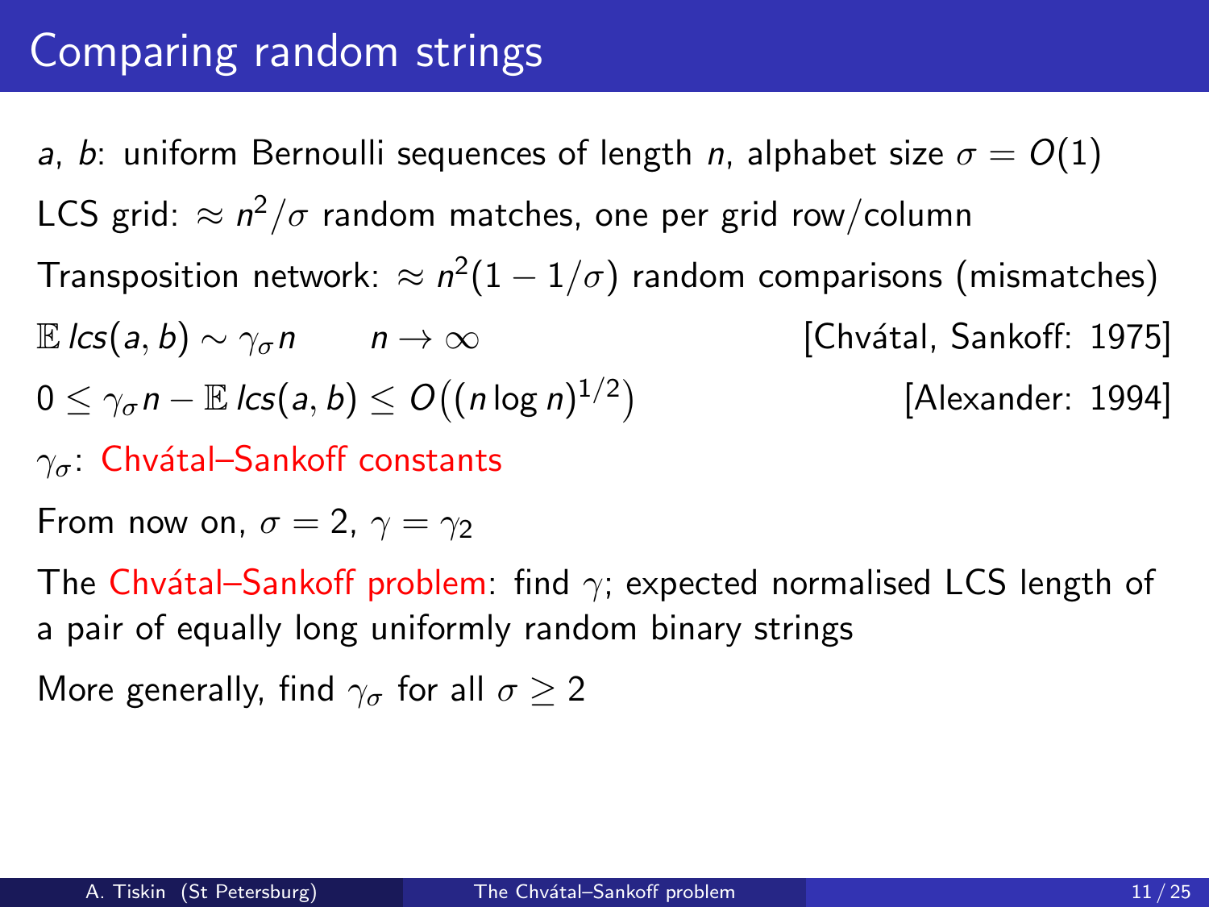# Comparing random strings

$a$, $b$: uniform Bernoulli sequences of length $n$, alphabet size $\sigma = O(1)$

LCS grid: $\approx n^2/\sigma$ random matches, one per grid row/column

Transposition network: $\approx n^2(1 - 1/\sigma)$ random comparisons (mismatches)

$\mathbb{E}\, lcs(a, b) \sim \gamma_\sigma n \qquad n \to \infty$ [Chvátal, Sankoff: 1975]

$0 \leq \gamma_\sigma n - \mathbb{E}\, lcs(a, b) \leq O\big((n \log n)^{1/2}\big)$ [Alexander: 1994]

$\gamma_\sigma$: Chvátal–Sankoff constants

From now on, $\sigma = 2$, $\gamma = \gamma_2$

The Chvátal–Sankoff problem: find $\gamma$; expected normalised LCS length of a pair of equally long uniformly random binary strings

More generally, find $\gamma_\sigma$ for all $\sigma \geq 2$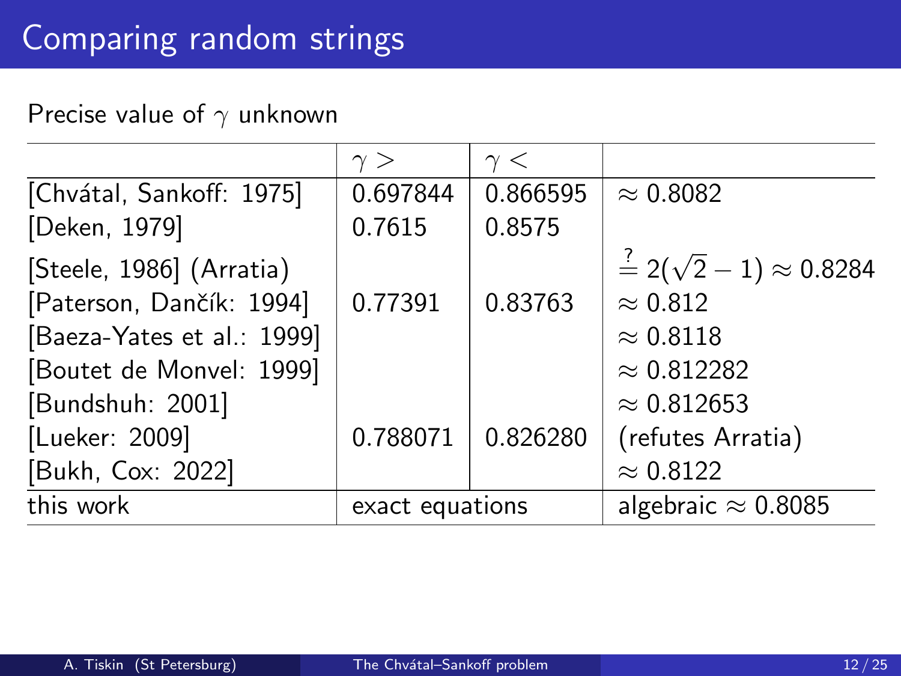# Comparing random strings

Precise value of $\gamma$ unknown

| | $\gamma >$ | $\gamma <$ | |
|---|---|---|---|
| [Chvátal, Sankoff: 1975] | 0.697844 | 0.866595 | $\approx 0.8082$ |
| [Deken, 1979] | 0.7615 | 0.8575 | |
| [Steele, 1986] (Arratia) | | | $\stackrel{?}{=} 2(\sqrt{2}-1) \approx 0.8284$ |
| [Paterson, Dančík: 1994] | 0.77391 | 0.83763 | $\approx 0.812$ |
| [Baeza-Yates et al.: 1999] | | | $\approx 0.8118$ |
| [Boutet de Monvel: 1999] | | | $\approx 0.812282$ |
| [Bundshuh: 2001] | | | $\approx 0.812653$ |
| [Lueker: 2009] | 0.788071 | 0.826280 | (refutes Arratia) |
| [Bukh, Cox: 2022] | | | $\approx 0.8122$ |
| this work | exact equations | | algebraic $\approx 0.8085$ |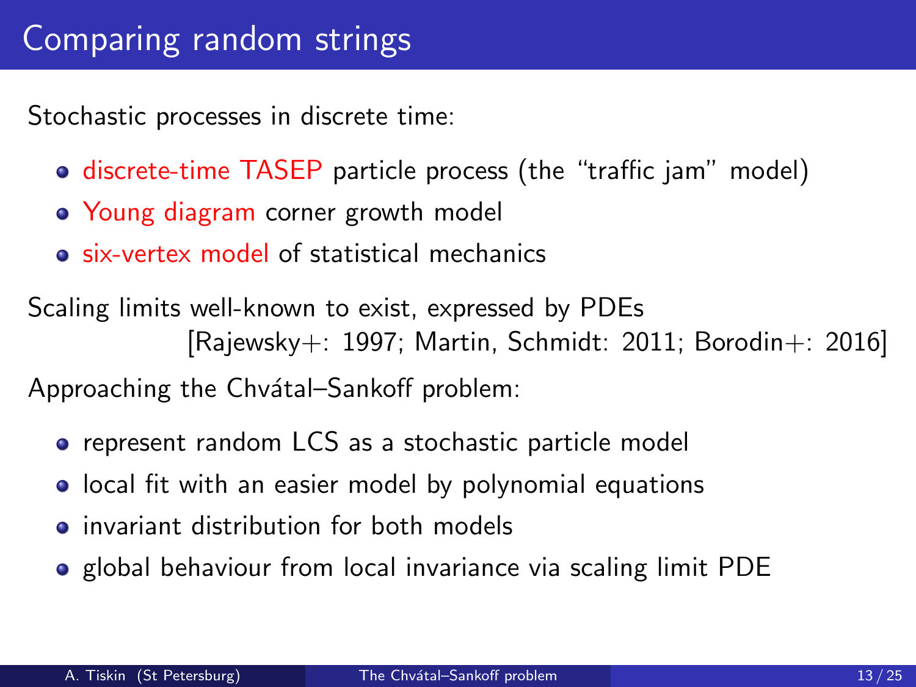# Comparing random strings

Stochastic processes in discrete time:

- discrete-time TASEP particle process (the "traffic jam" model)
- Young diagram corner growth model
- six-vertex model of statistical mechanics

Scaling limits well-known to exist, expressed by PDEs
[Rajewsky+: 1997; Martin, Schmidt: 2011; Borodin+: 2016]

Approaching the Chvátal–Sankoff problem:

- represent random LCS as a stochastic particle model
- local fit with an easier model by polynomial equations
- invariant distribution for both models
- global behaviour from local invariance via scaling limit PDE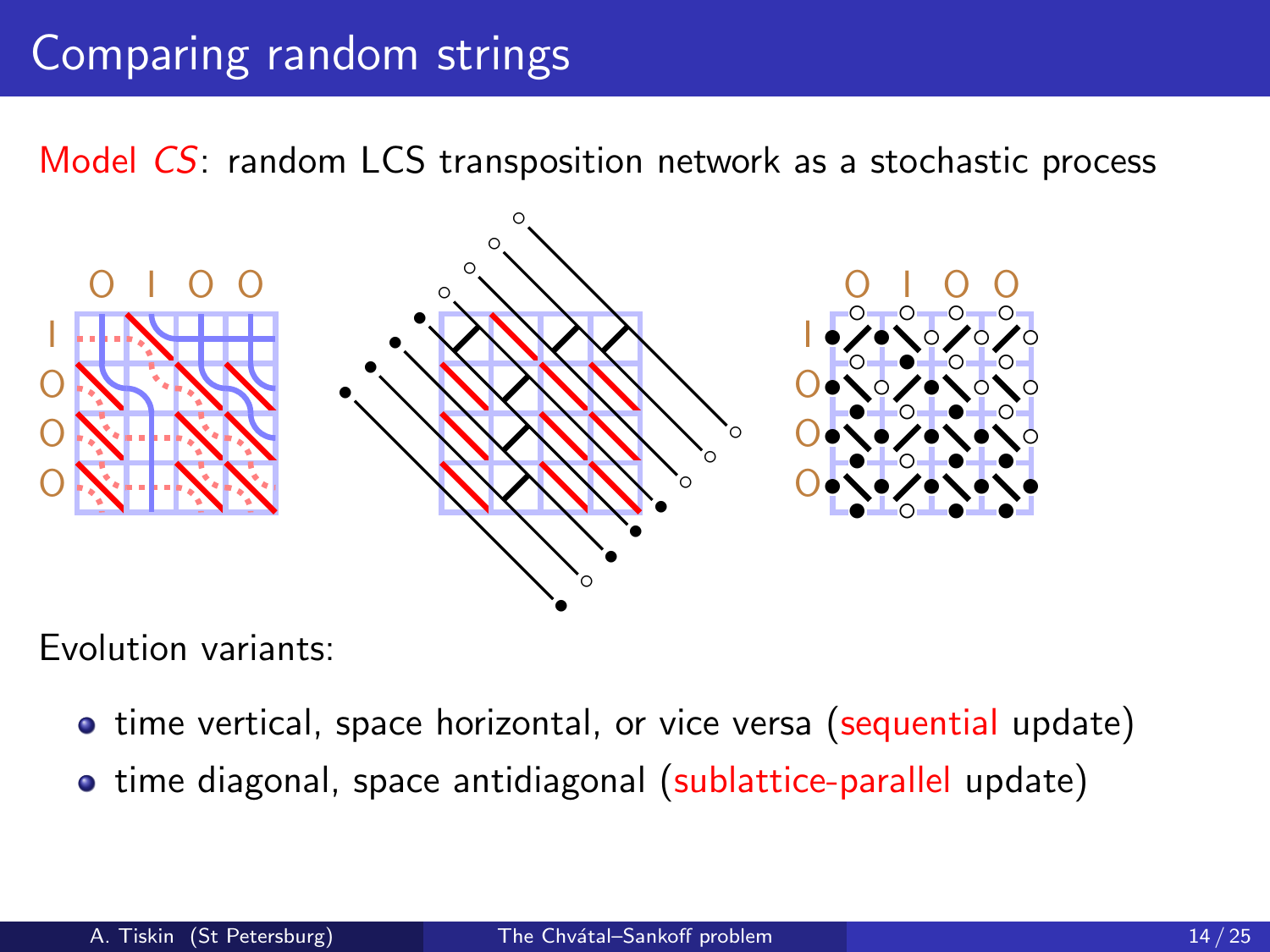# Comparing random strings

Model *CS*: random LCS transposition network as a stochastic process

Evolution variants:

- time vertical, space horizontal, or vice versa (sequential update)
- time diagonal, space antidiagonal (sublattice-parallel update)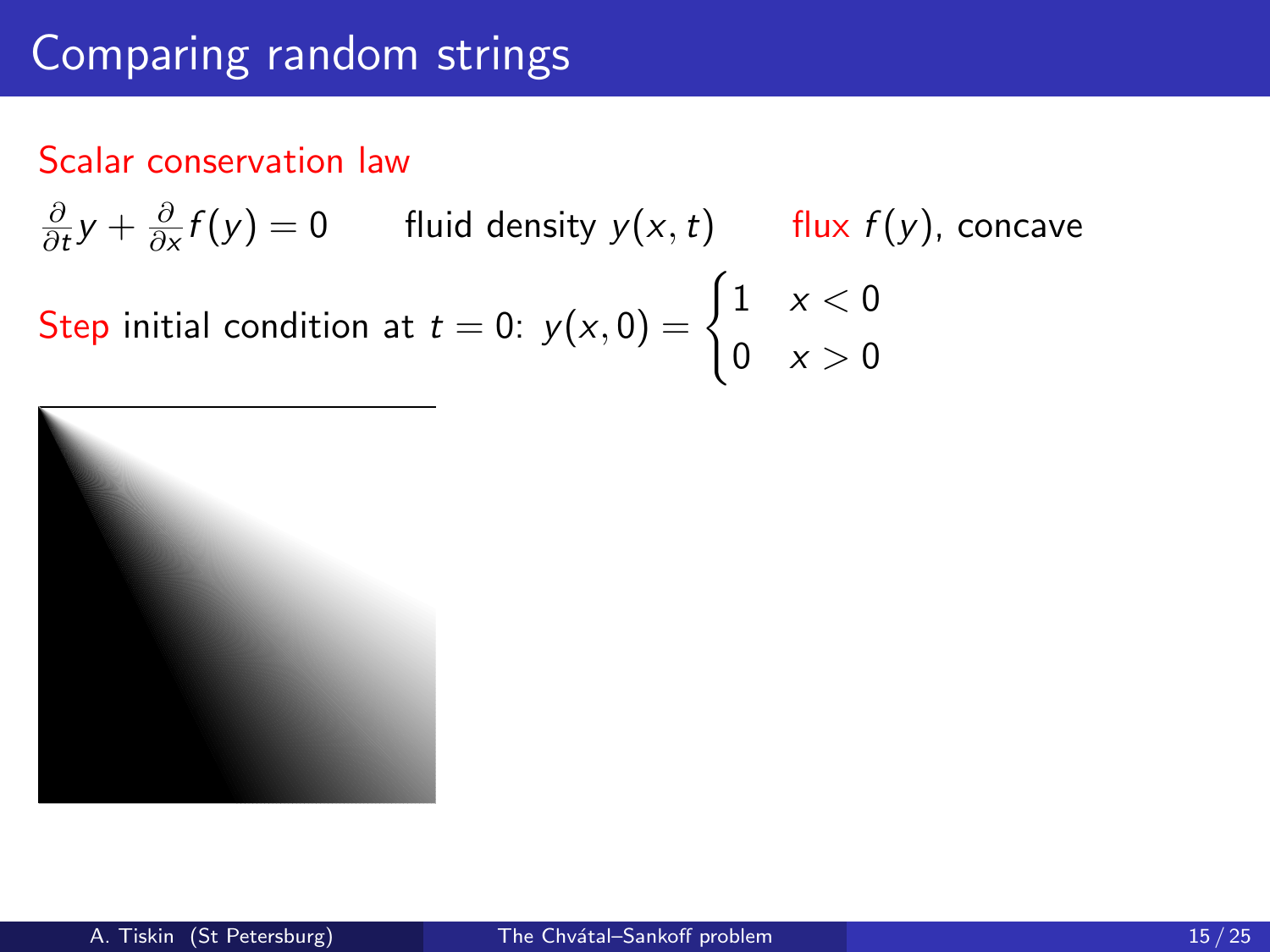# Comparing random strings

Scalar conservation law

$\frac{\partial}{\partial t} y + \frac{\partial}{\partial x} f(y) = 0$ fluid density $y(x, t)$ flux $f(y)$, concave

Step initial condition at $t = 0$: $y(x, 0) = \begin{cases} 1 & x < 0 \\ 0 & x > 0 \end{cases}$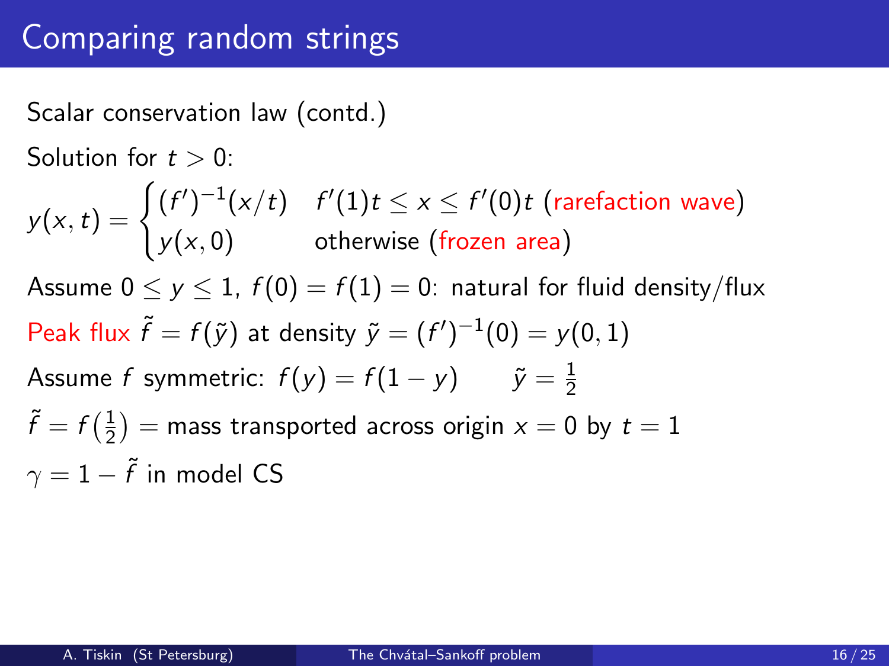# Comparing random strings

Scalar conservation law (contd.)

Solution for $t > 0$:

$$y(x,t) = \begin{cases} (f')^{-1}(x/t) & f'(1)t \leq x \leq f'(0)t \text{ (rarefaction wave)} \\ y(x,0) & \text{otherwise (frozen area)} \end{cases}$$

Assume $0 \leq y \leq 1$, $f(0) = f(1) = 0$: natural for fluid density/flux

Peak flux $\tilde{f} = f(\tilde{y})$ at density $\tilde{y} = (f')^{-1}(0) = y(0,1)$

Assume $f$ symmetric: $f(y) = f(1-y)$ $\qquad \tilde{y} = \frac{1}{2}$

$\tilde{f} = f\left(\frac{1}{2}\right) =$ mass transported across origin $x = 0$ by $t = 1$

$\gamma = 1 - \tilde{f}$ in model CS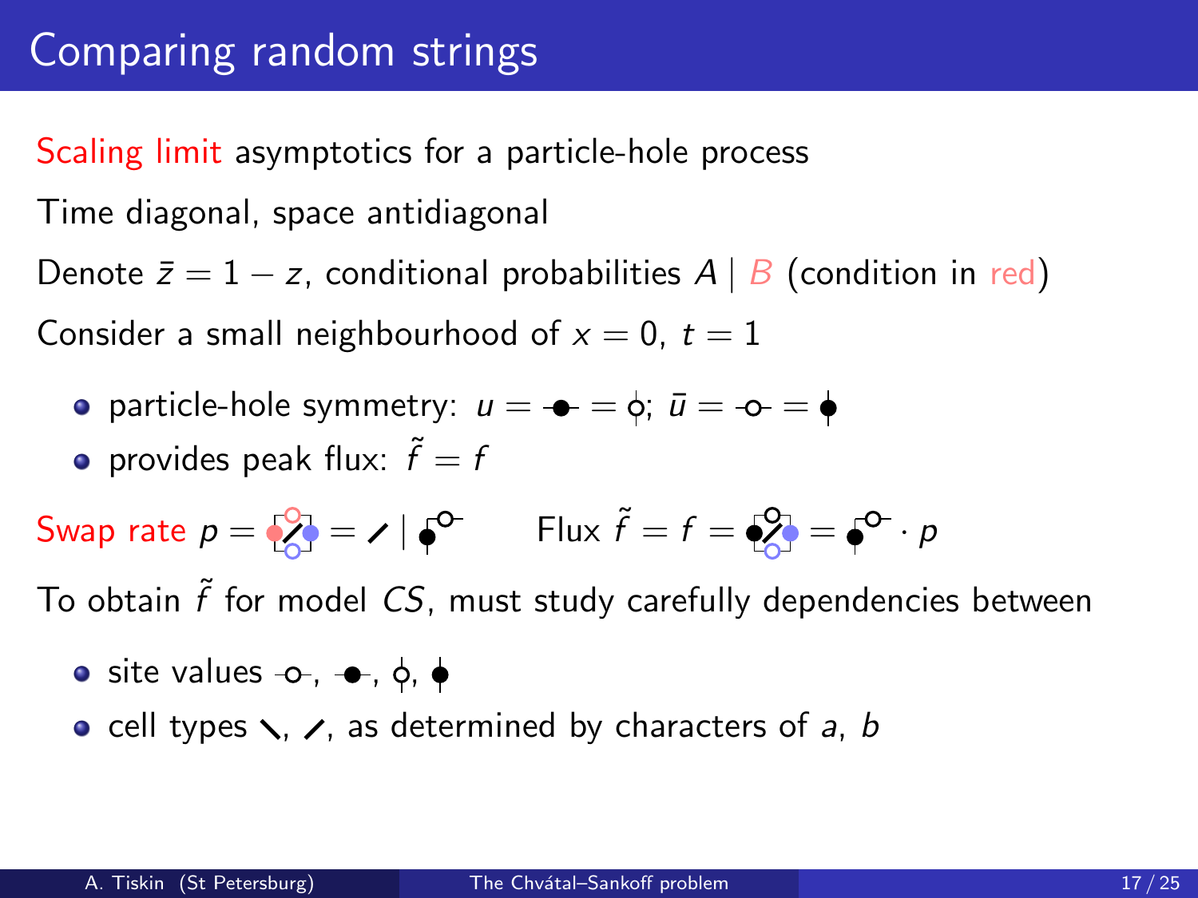# Comparing random strings

Scaling limit asymptotics for a particle-hole process

Time diagonal, space antidiagonal

Denote $\bar{z} = 1 - z$, conditional probabilities $A \mid B$ (condition in red)

Consider a small neighbourhood of $x = 0$, $t = 1$

- particle-hole symmetry: $u = \text{-●-} = \text{ϕ}$; $\bar{u} = \text{-○-} = \text{ϕ}$
- provides peak flux: $\tilde{f} = f$

Swap rate $p = \text{⟋} = \text{⟋} \mid \text{●○}$ Flux $\tilde{f} = f = \text{●⟋●} = \text{●○} \cdot p$

To obtain $\tilde{f}$ for model $CS$, must study carefully dependencies between

- site values -○-, -●-, ϕ, ϕ
- cell types ⟍, ⟋, as determined by characters of $a$, $b$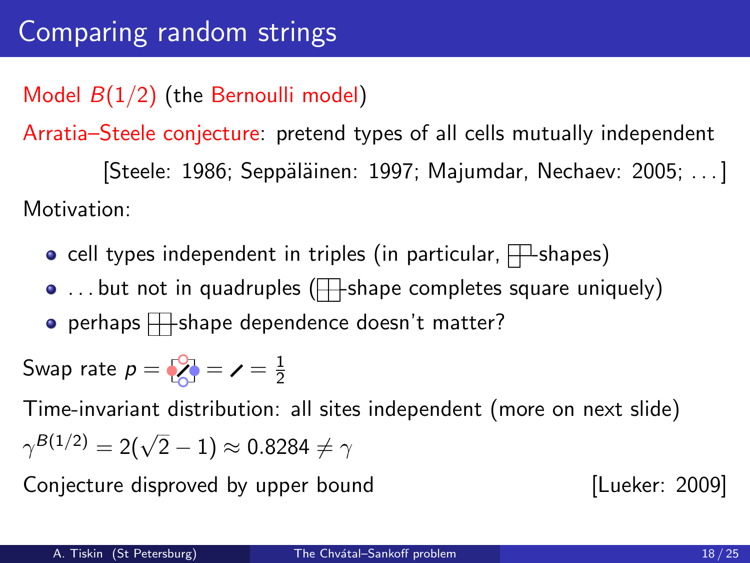# Comparing random strings

Model $B(1/2)$ (the Bernoulli model)

Arratia–Steele conjecture: pretend types of all cells mutually independent

[Steele: 1986; Seppäläinen: 1997; Majumdar, Nechaev: 2005; ...]

Motivation:

- cell types independent in triples (in particular, ⊞-shapes)
- ... but not in quadruples (⊞-shape completes square uniquely)
- perhaps ⊞-shape dependence doesn't matter?

Swap rate $p = \frac{1}{2}$

Time-invariant distribution: all sites independent (more on next slide)

$\gamma^{B(1/2)} = 2(\sqrt{2} - 1) \approx 0.8284 \neq \gamma$

Conjecture disproved by upper bound [Lueker: 2009]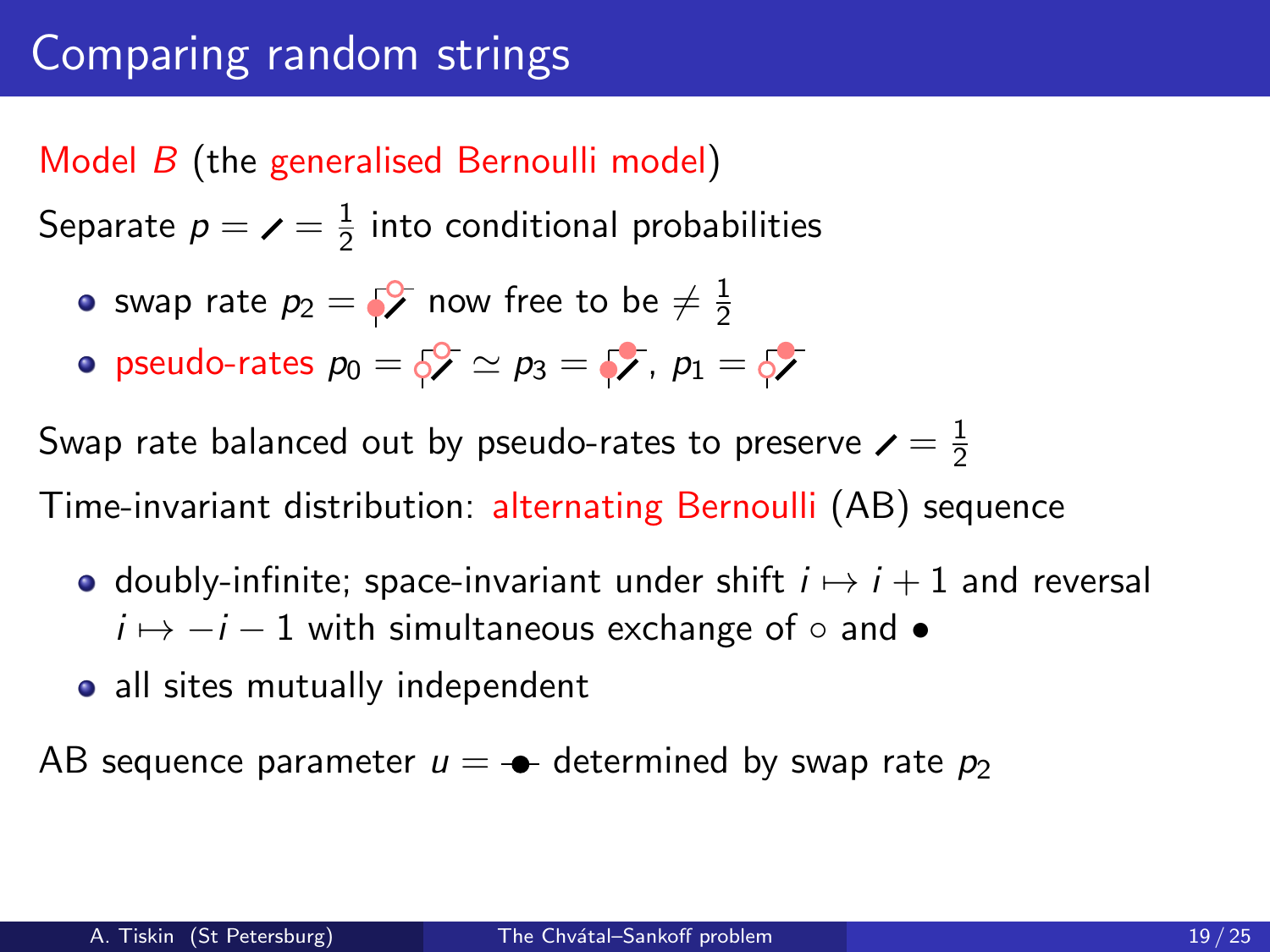# Comparing random strings

Model $B$ (the generalised Bernoulli model)

Separate $p = ⁄ = \frac{1}{2}$ into conditional probabilities

- swap rate $p_2 =$ [symbol] now free to be $\neq \frac{1}{2}$
- pseudo-rates $p_0 =$ [symbol] $\simeq p_3 =$ [symbol], $p_1 =$ [symbol]

Swap rate balanced out by pseudo-rates to preserve $⁄ = \frac{1}{2}$

Time-invariant distribution: alternating Bernoulli (AB) sequence

- doubly-infinite; space-invariant under shift $i \mapsto i + 1$ and reversal $i \mapsto -i - 1$ with simultaneous exchange of $\circ$ and $\bullet$
- all sites mutually independent

AB sequence parameter $u =$ $-\!\bullet\!-$ determined by swap rate $p_2$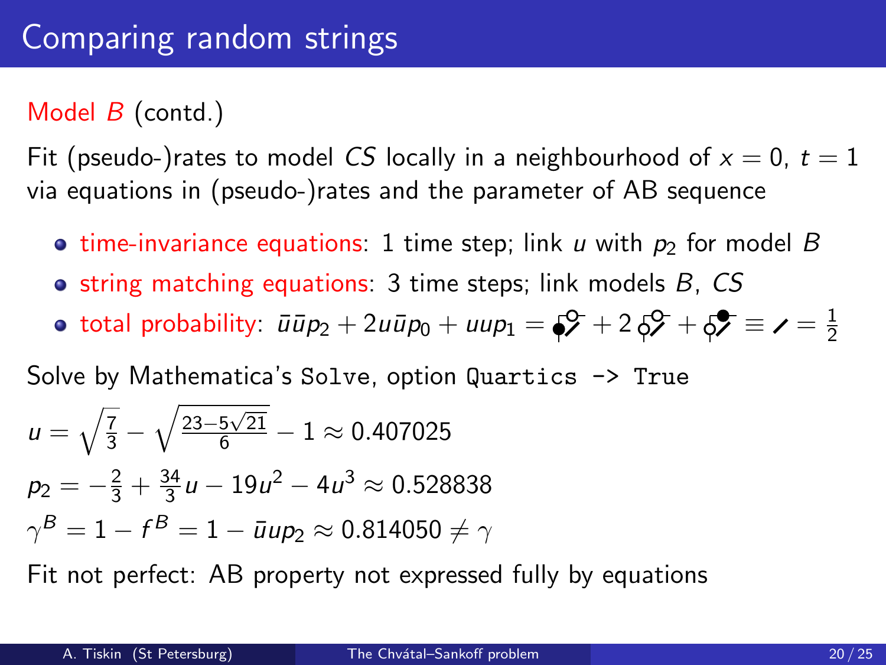# Comparing random strings

Model $B$ (contd.)

Fit (pseudo-)rates to model $CS$ locally in a neighbourhood of $x = 0$, $t = 1$ via equations in (pseudo-)rates and the parameter of AB sequence

- time-invariance equations: 1 time step; link $u$ with $p_2$ for model $B$
- string matching equations: 3 time steps; link models $B$, $CS$
- total probability: $\bar{u}\bar{u}p_2 + 2u\bar{u}p_0 + uup_1 = ⟋ + 2\,⟋ + ⟋ \equiv ⟋ = \frac{1}{2}$

Solve by Mathematica's `Solve`, option `Quartics -> True`

$u = \sqrt{\frac{7}{3}} - \sqrt{\frac{23-5\sqrt{21}}{6}} - 1 \approx 0.407025$

$p_2 = -\frac{2}{3} + \frac{34}{3}u - 19u^2 - 4u^3 \approx 0.528838$

$\gamma^B = 1 - f^B = 1 - \bar{u}up_2 \approx 0.814050 \neq \gamma$

Fit not perfect: AB property not expressed fully by equations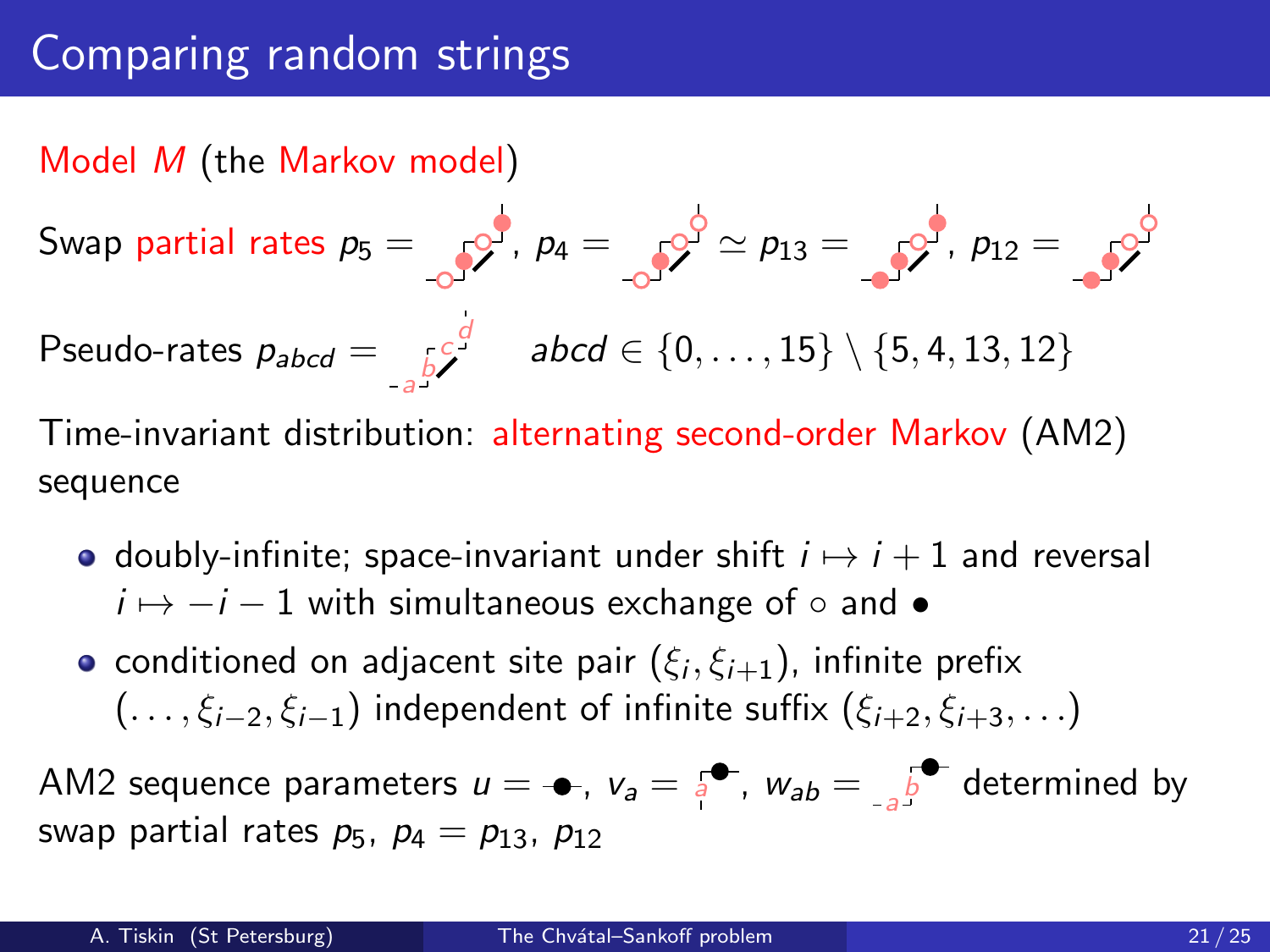# Comparing random strings

Model $M$ (the Markov model)

Swap partial rates $p_5 =$ , $p_4 =$ $\simeq p_{13} =$ , $p_{12} =$

Pseudo-rates $p_{abcd} =$ $\quad abcd \in \{0, \ldots, 15\} \setminus \{5, 4, 13, 12\}$

Time-invariant distribution: alternating second-order Markov (AM2) sequence

- doubly-infinite; space-invariant under shift $i \mapsto i+1$ and reversal $i \mapsto -i-1$ with simultaneous exchange of $\circ$ and $\bullet$
- conditioned on adjacent site pair $(\xi_i, \xi_{i+1})$, infinite prefix $(\ldots, \xi_{i-2}, \xi_{i-1})$ independent of infinite suffix $(\xi_{i+2}, \xi_{i+3}, \ldots)$

AM2 sequence parameters $u =$ , $v_a =$ , $w_{ab} =$ determined by swap partial rates $p_5$, $p_4 = p_{13}$, $p_{12}$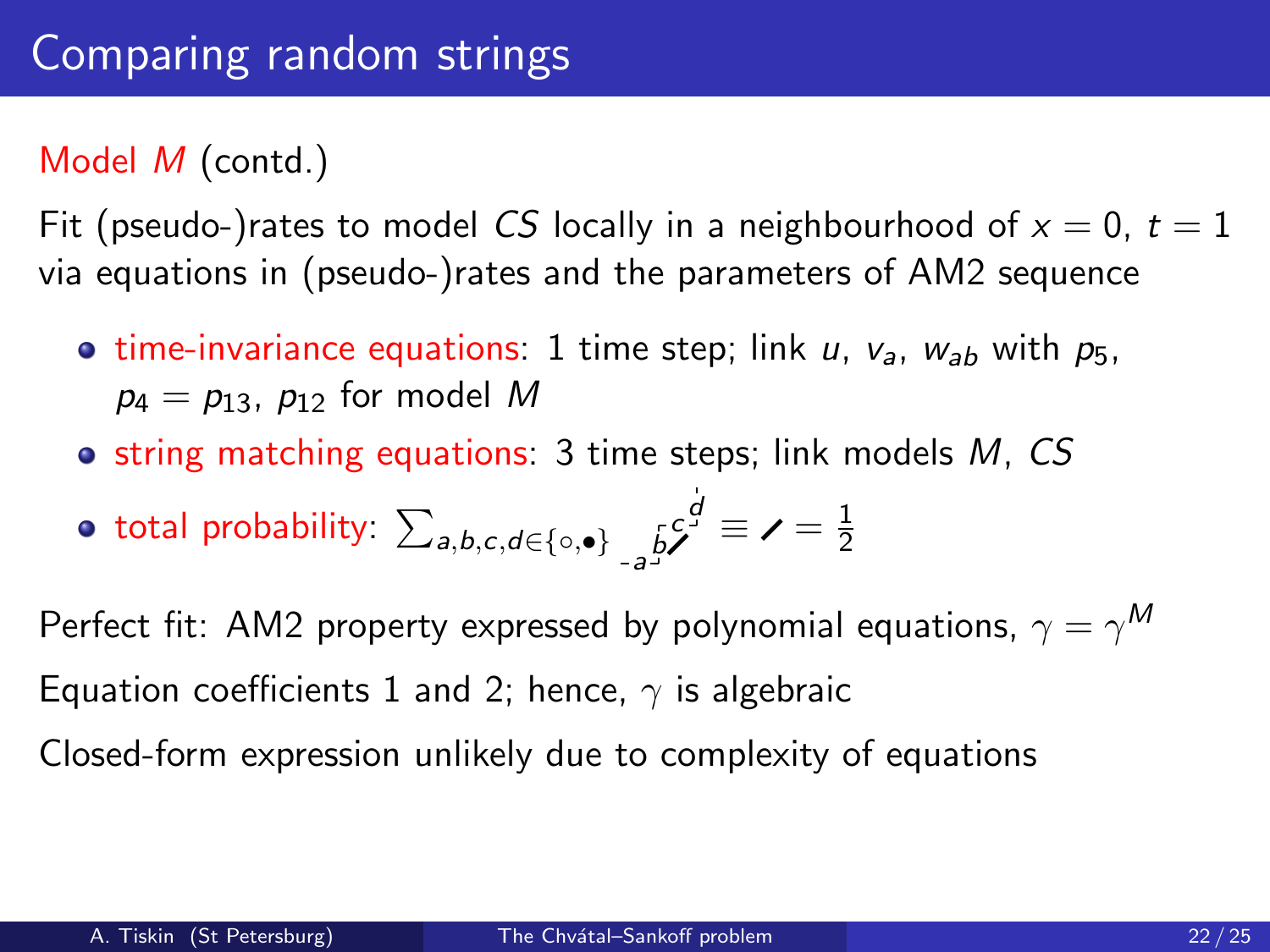# Comparing random strings

Model $M$ (contd.)

Fit (pseudo-)rates to model $CS$ locally in a neighbourhood of $x = 0$, $t = 1$ via equations in (pseudo-)rates and the parameters of AM2 sequence

- time-invariance equations: 1 time step; link $u$, $v_a$, $w_{ab}$ with $p_5$, $p_4 = p_{13}$, $p_{12}$ for model $M$
- string matching equations: 3 time steps; link models $M$, $CS$
- total probability: $\sum_{a,b,c,d \in \{\circ,\bullet\}}$ ⟨diagram with $a$, $b$, $c$, $d$⟩ $\equiv$ ⟋ $= \frac{1}{2}$

Perfect fit: AM2 property expressed by polynomial equations, $\gamma = \gamma^M$

Equation coefficients 1 and 2; hence, $\gamma$ is algebraic

Closed-form expression unlikely due to complexity of equations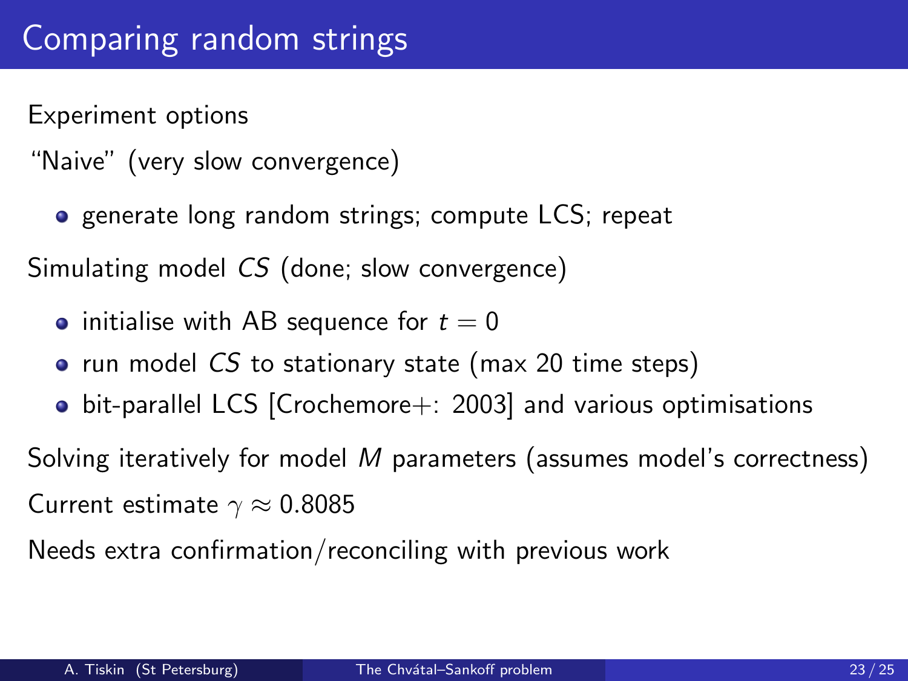# Comparing random strings

Experiment options

"Naive" (very slow convergence)

- generate long random strings; compute LCS; repeat

Simulating model *CS* (done; slow convergence)

- initialise with AB sequence for $t = 0$
- run model *CS* to stationary state (max 20 time steps)
- bit-parallel LCS [Crochemore+: 2003] and various optimisations

Solving iteratively for model *M* parameters (assumes model's correctness)

Current estimate $\gamma \approx 0.8085$

Needs extra confirmation/reconciling with previous work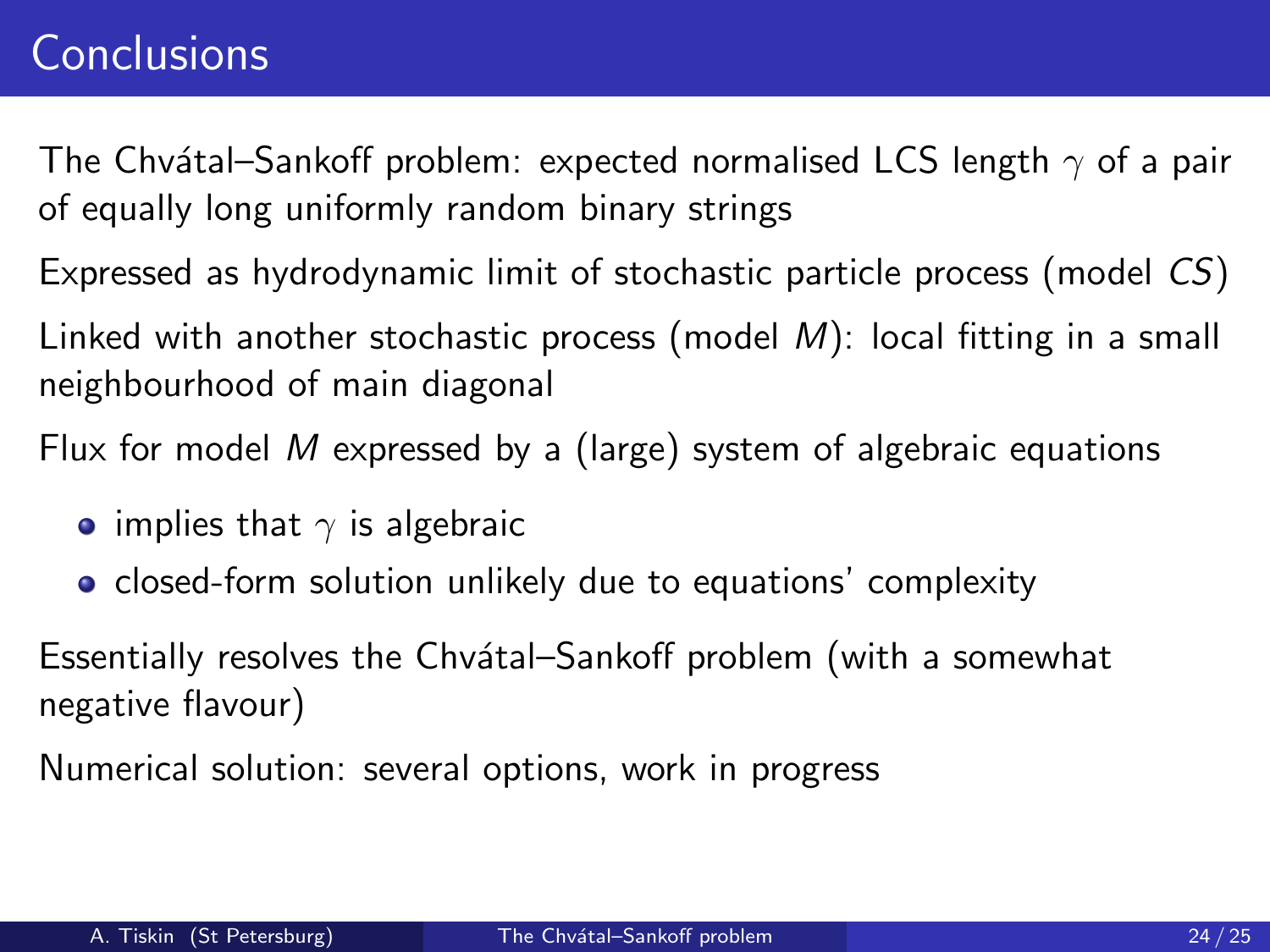# Conclusions

The Chvátal–Sankoff problem: expected normalised LCS length $\gamma$ of a pair of equally long uniformly random binary strings

Expressed as hydrodynamic limit of stochastic particle process (model $CS$)

Linked with another stochastic process (model $M$): local fitting in a small neighbourhood of main diagonal

Flux for model $M$ expressed by a (large) system of algebraic equations

- implies that $\gamma$ is algebraic
- closed-form solution unlikely due to equations' complexity

Essentially resolves the Chvátal–Sankoff problem (with a somewhat negative flavour)

Numerical solution: several options, work in progress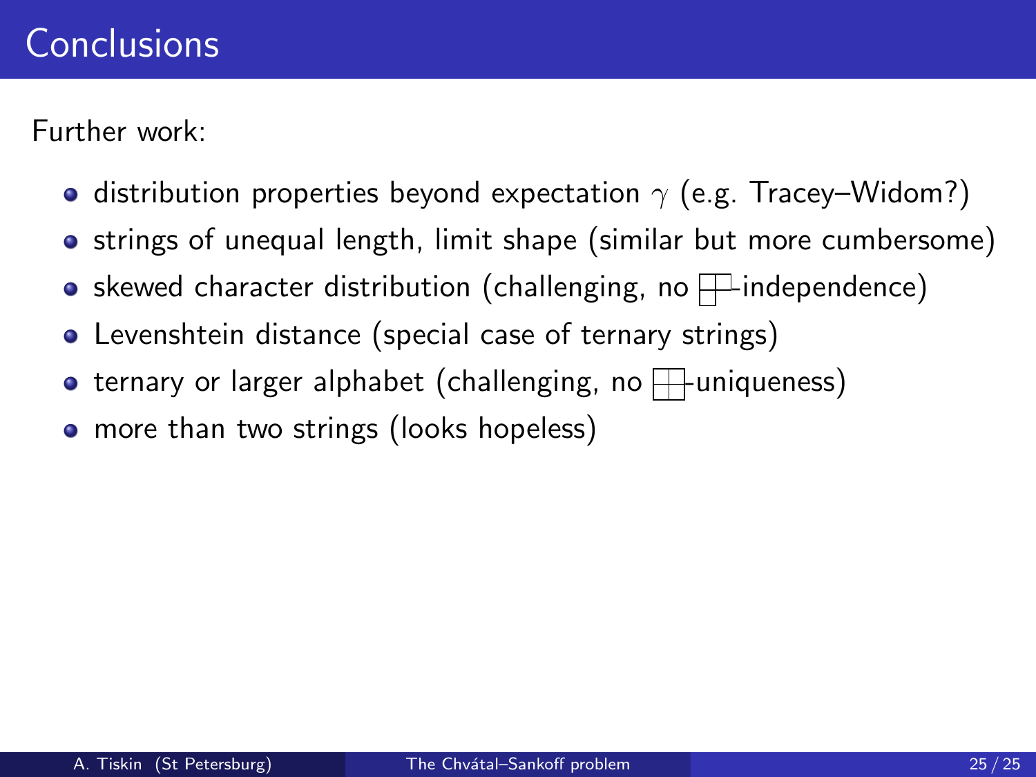# Conclusions

Further work:

- distribution properties beyond expectation $\gamma$ (e.g. Tracey–Widom?)
- strings of unequal length, limit shape (similar but more cumbersome)
- skewed character distribution (challenging, no ⊞-independence)
- Levenshtein distance (special case of ternary strings)
- ternary or larger alphabet (challenging, no ⊞-uniqueness)
- more than two strings (looks hopeless)